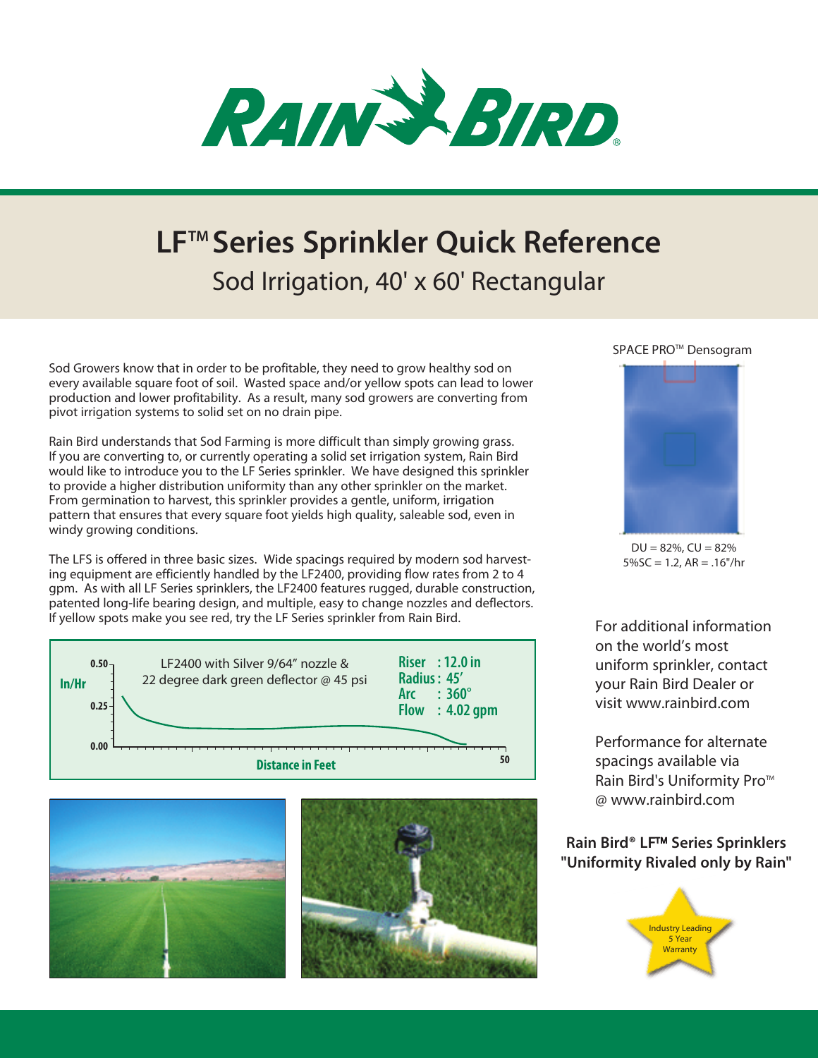# RAIN BIRD

# LF™ Series Sprinkler Quick Reference

## Sod Irrigation, 40' x 60' Rectangular

Sod Growers know that in order to be profitable, they need to grow healthy sod on every available square foot of soil. Wasted space and/or yellow spots can lead to lower production and lower profitability. As a result, many sod growers are converting from pivot irrigation systems to solid set on no drain pipe.

Rain Bird understands that Sod Farming is more difficult than simply growing grass. If you are converting to, or currently operating a solid set irrigation system, Rain Bird would like to introduce you to the LF Series sprinkler. We have designed this sprinkler to provide a higher distribution uniformity than any other sprinkler on the market. From germination to harvest, this sprinkler provides a gentle, uniform, irrigation pattern that ensures that every square foot yields high quality, saleable sod, even in windy growing conditions.

The LFS is offered in three basic sizes. Wide spacings required by modern sod harvesting equipment are efficiently handled by the LF2400, providing flow rates from 2 to 4 gpm. As with all LF Series sprinklers, the LF2400 features rugged, durable construction, patented long-life bearing design, and multiple, easy to change nozzles and deflectors. If yellow spots make you see red, try the LF Series sprinkler from Rain Bird.

LF2400 with Silver 9/64" nozzle & 22 degree dark green deflector @ 45 psi

- **Riser : 12.0 in**
- **Radius : 45'**
- **Arc : 360°**
- **Flow : 4.02 gpm**

In/Hr: 0.50, 0.25, 0.00

Distance in Feet: 50

SPACE PRO™ Densogram

DU = 82%, CU = 82%
5%SC = 1.2, AR = .16"/hr

For additional information on the world's most uniform sprinkler, contact your Rain Bird Dealer or visit www.rainbird.com

Performance for alternate spacings available via Rain Bird's Uniformity Pro™ @ www.rainbird.com

**Rain Bird® LF™ Series Sprinklers "Uniformity Rivaled only by Rain"**

Industry Leading 5 Year Warranty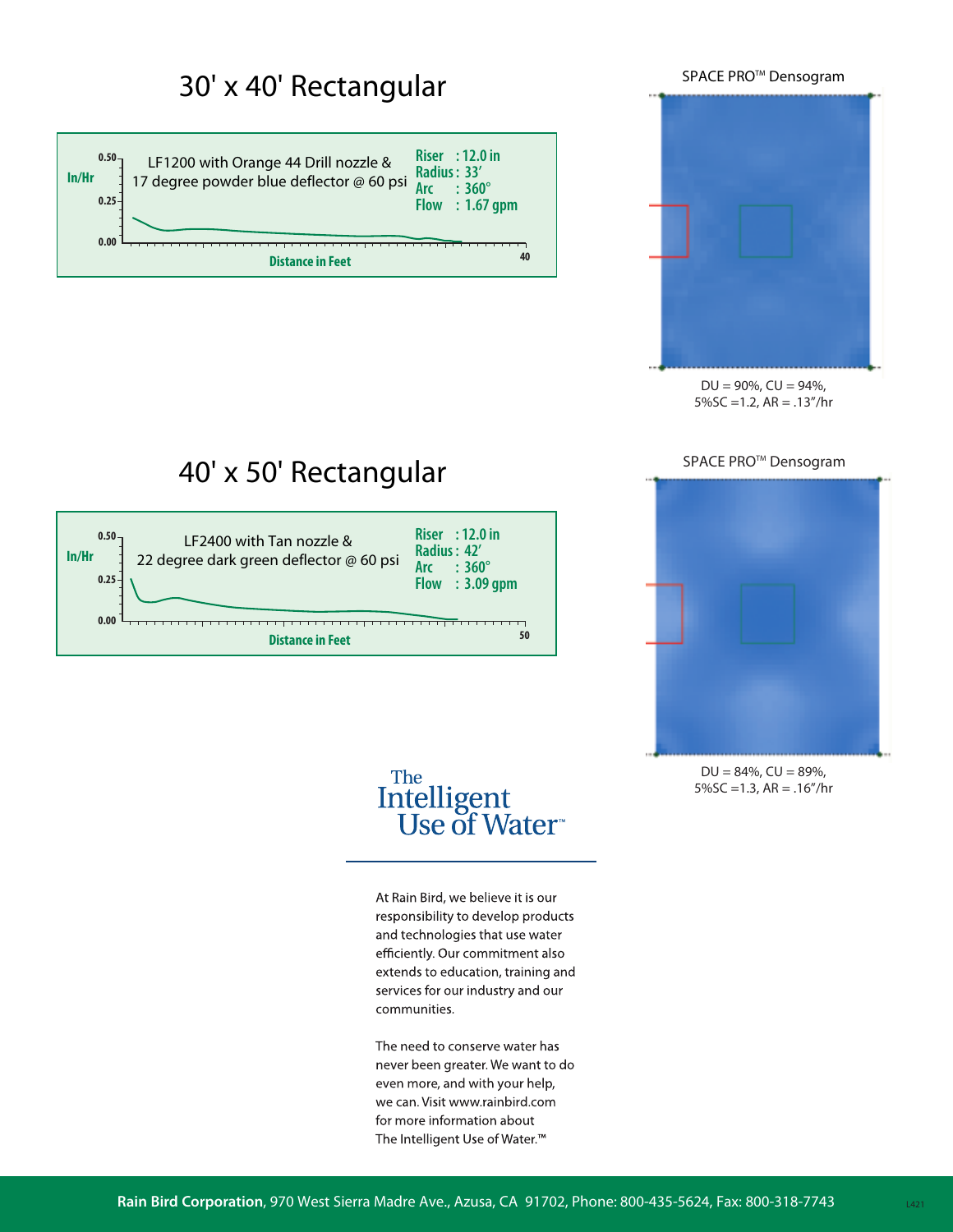## 30' x 40' Rectangular

0.50
In/Hr
0.25
0.00

LF1200 with Orange 44 Drill nozzle & 17 degree powder blue deflector @ 60 psi

Riser : 12.0 in
Radius : 33'
Arc : 360°
Flow : 1.67 gpm

Distance in Feet
40

SPACE PRO™ Densogram

DU = 90%, CU = 94%, 5%SC =1.2, AR = .13"/hr

## 40' x 50' Rectangular

0.50
In/Hr
0.25
0.00

LF2400 with Tan nozzle & 22 degree dark green deflector @ 60 psi

Riser : 12.0 in
Radius : 42'
Arc : 360°
Flow : 3.09 gpm

Distance in Feet
50

SPACE PRO™ Densogram

DU = 84%, CU = 89%, 5%SC =1.3, AR = .16"/hr

The Intelligent Use of Water™

At Rain Bird, we believe it is our responsibility to develop products and technologies that use water efficiently. Our commitment also extends to education, training and services for our industry and our communities.

The need to conserve water has never been greater. We want to do even more, and with your help, we can. Visit www.rainbird.com for more information about The Intelligent Use of Water.™

**Rain Bird Corporation**, 970 West Sierra Madre Ave., Azusa, CA 91702, Phone: 800-435-5624, Fax: 800-318-7743

L421